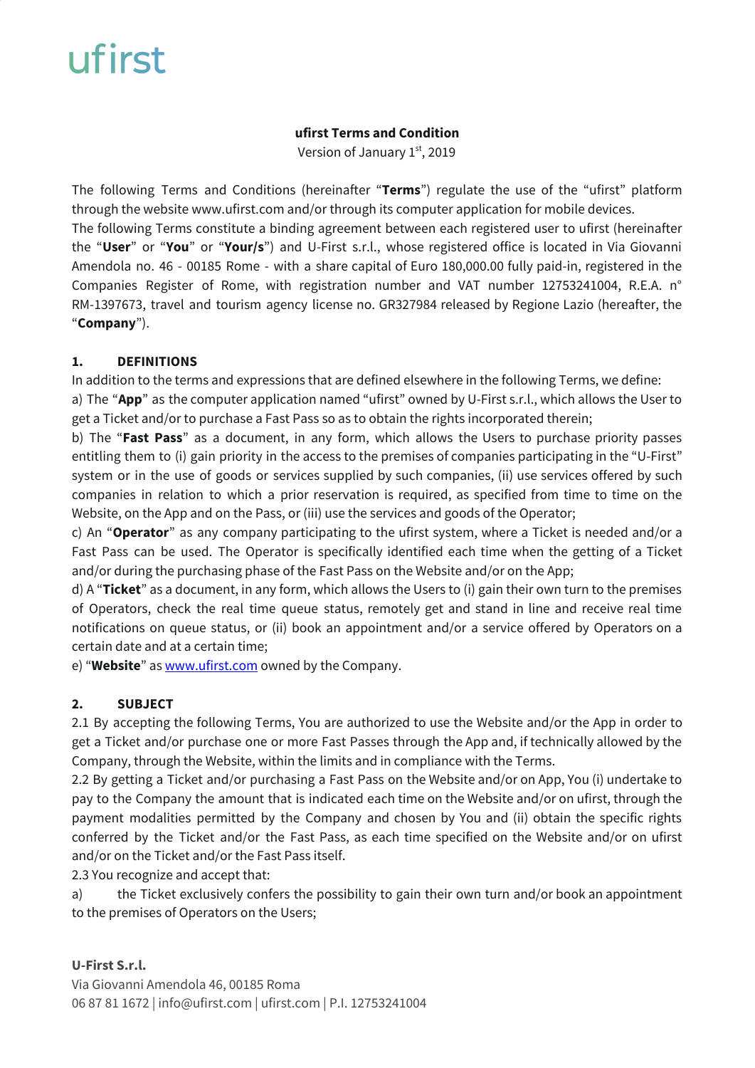ufirst

**ufirst Terms and Condition**

Version of January 1st, 2019

The following Terms and Conditions (hereinafter "**Terms**") regulate the use of the "ufirst" platform through the website www.ufirst.com and/or through its computer application for mobile devices.

The following Terms constitute a binding agreement between each registered user to ufirst (hereinafter the "**User**" or "**You**" or "**Your/s**") and U-First s.r.l., whose registered office is located in Via Giovanni Amendola no. 46 - 00185 Rome - with a share capital of Euro 180,000.00 fully paid-in, registered in the Companies Register of Rome, with registration number and VAT number 12753241004, R.E.A. n° RM-1397673, travel and tourism agency license no. GR327984 released by Regione Lazio (hereafter, the "**Company**").

## 1. DEFINITIONS

In addition to the terms and expressions that are defined elsewhere in the following Terms, we define:

a) The "**App**" as the computer application named "ufirst" owned by U-First s.r.l., which allows the User to get a Ticket and/or to purchase a Fast Pass so as to obtain the rights incorporated therein;

b) The "**Fast Pass**" as a document, in any form, which allows the Users to purchase priority passes entitling them to (i) gain priority in the access to the premises of companies participating in the "U-First" system or in the use of goods or services supplied by such companies, (ii) use services offered by such companies in relation to which a prior reservation is required, as specified from time to time on the Website, on the App and on the Pass, or (iii) use the services and goods of the Operator;

c) An "**Operator**" as any company participating to the ufirst system, where a Ticket is needed and/or a Fast Pass can be used. The Operator is specifically identified each time when the getting of a Ticket and/or during the purchasing phase of the Fast Pass on the Website and/or on the App;

d) A "**Ticket**" as a document, in any form, which allows the Users to (i) gain their own turn to the premises of Operators, check the real time queue status, remotely get and stand in line and receive real time notifications on queue status, or (ii) book an appointment and/or a service offered by Operators on a certain date and at a certain time;

e) "**Website**" as www.ufirst.com owned by the Company.

## 2. SUBJECT

2.1 By accepting the following Terms, You are authorized to use the Website and/or the App in order to get a Ticket and/or purchase one or more Fast Passes through the App and, if technically allowed by the Company, through the Website, within the limits and in compliance with the Terms.

2.2 By getting a Ticket and/or purchasing a Fast Pass on the Website and/or on App, You (i) undertake to pay to the Company the amount that is indicated each time on the Website and/or on ufirst, through the payment modalities permitted by the Company and chosen by You and (ii) obtain the specific rights conferred by the Ticket and/or the Fast Pass, as each time specified on the Website and/or on ufirst and/or on the Ticket and/or the Fast Pass itself.

2.3 You recognize and accept that:

a) the Ticket exclusively confers the possibility to gain their own turn and/or book an appointment to the premises of Operators on the Users;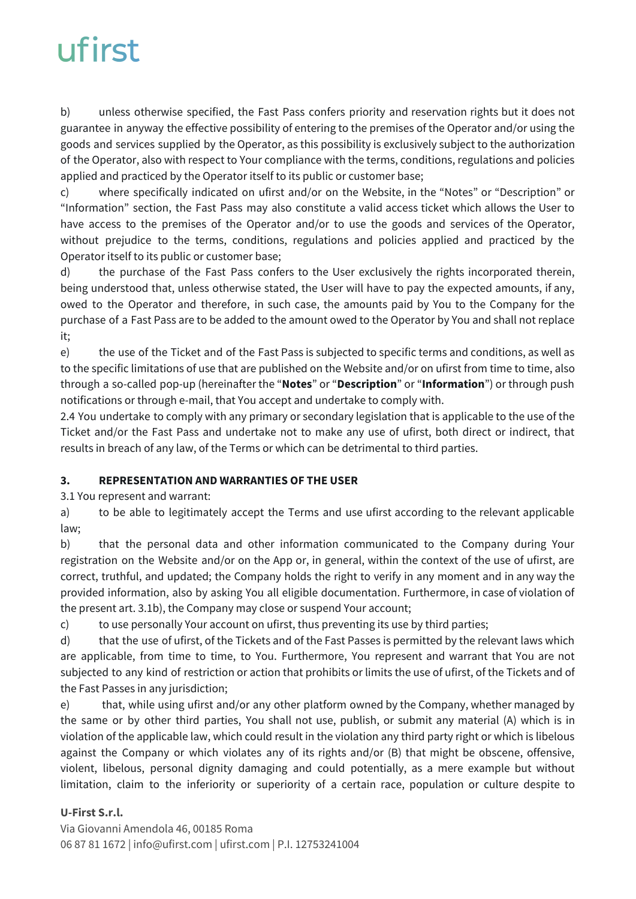b) unless otherwise specified, the Fast Pass confers priority and reservation rights but it does not guarantee in anyway the effective possibility of entering to the premises of the Operator and/or using the goods and services supplied by the Operator, as this possibility is exclusively subject to the authorization of the Operator, also with respect to Your compliance with the terms, conditions, regulations and policies applied and practiced by the Operator itself to its public or customer base;

c) where specifically indicated on ufirst and/or on the Website, in the "Notes" or "Description" or "Information" section, the Fast Pass may also constitute a valid access ticket which allows the User to have access to the premises of the Operator and/or to use the goods and services of the Operator, without prejudice to the terms, conditions, regulations and policies applied and practiced by the Operator itself to its public or customer base;

d) the purchase of the Fast Pass confers to the User exclusively the rights incorporated therein, being understood that, unless otherwise stated, the User will have to pay the expected amounts, if any, owed to the Operator and therefore, in such case, the amounts paid by You to the Company for the purchase of a Fast Pass are to be added to the amount owed to the Operator by You and shall not replace it;

e) the use of the Ticket and of the Fast Pass is subjected to specific terms and conditions, as well as to the specific limitations of use that are published on the Website and/or on ufirst from time to time, also through a so-called pop-up (hereinafter the "**Notes**" or "**Description**" or "**Information**") or through push notifications or through e-mail, that You accept and undertake to comply with.

2.4 You undertake to comply with any primary or secondary legislation that is applicable to the use of the Ticket and/or the Fast Pass and undertake not to make any use of ufirst, both direct or indirect, that results in breach of any law, of the Terms or which can be detrimental to third parties.

## 3. REPRESENTATION AND WARRANTIES OF THE USER

3.1 You represent and warrant:

a) to be able to legitimately accept the Terms and use ufirst according to the relevant applicable law;

b) that the personal data and other information communicated to the Company during Your registration on the Website and/or on the App or, in general, within the context of the use of ufirst, are correct, truthful, and updated; the Company holds the right to verify in any moment and in any way the provided information, also by asking You all eligible documentation. Furthermore, in case of violation of the present art. 3.1b), the Company may close or suspend Your account;

c) to use personally Your account on ufirst, thus preventing its use by third parties;

d) that the use of ufirst, of the Tickets and of the Fast Passes is permitted by the relevant laws which are applicable, from time to time, to You. Furthermore, You represent and warrant that You are not subjected to any kind of restriction or action that prohibits or limits the use of ufirst, of the Tickets and of the Fast Passes in any jurisdiction;

e) that, while using ufirst and/or any other platform owned by the Company, whether managed by the same or by other third parties, You shall not use, publish, or submit any material (A) which is in violation of the applicable law, which could result in the violation any third party right or which is libelous against the Company or which violates any of its rights and/or (B) that might be obscene, offensive, violent, libelous, personal dignity damaging and could potentially, as a mere example but without limitation, claim to the inferiority or superiority of a certain race, population or culture despite to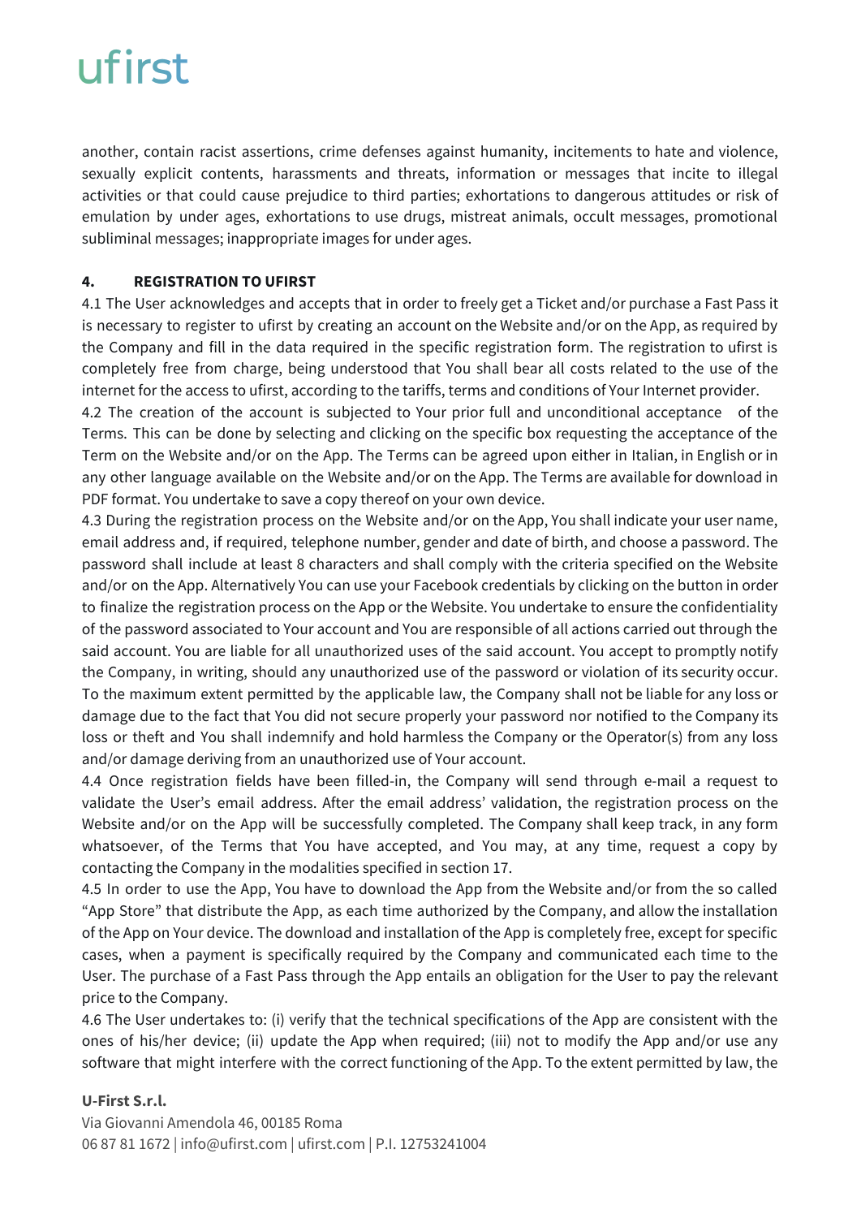another, contain racist assertions, crime defenses against humanity, incitements to hate and violence, sexually explicit contents, harassments and threats, information or messages that incite to illegal activities or that could cause prejudice to third parties; exhortations to dangerous attitudes or risk of emulation by under ages, exhortations to use drugs, mistreat animals, occult messages, promotional subliminal messages; inappropriate images for under ages.

**4. REGISTRATION TO UFIRST**

4.1 The User acknowledges and accepts that in order to freely get a Ticket and/or purchase a Fast Pass it is necessary to register to ufirst by creating an account on the Website and/or on the App, as required by the Company and fill in the data required in the specific registration form. The registration to ufirst is completely free from charge, being understood that You shall bear all costs related to the use of the internet for the access to ufirst, according to the tariffs, terms and conditions of Your Internet provider.

4.2 The creation of the account is subjected to Your prior full and unconditional acceptance of the Terms. This can be done by selecting and clicking on the specific box requesting the acceptance of the Term on the Website and/or on the App. The Terms can be agreed upon either in Italian, in English or in any other language available on the Website and/or on the App. The Terms are available for download in PDF format. You undertake to save a copy thereof on your own device.

4.3 During the registration process on the Website and/or on the App, You shall indicate your user name, email address and, if required, telephone number, gender and date of birth, and choose a password. The password shall include at least 8 characters and shall comply with the criteria specified on the Website and/or on the App. Alternatively You can use your Facebook credentials by clicking on the button in order to finalize the registration process on the App or the Website. You undertake to ensure the confidentiality of the password associated to Your account and You are responsible of all actions carried out through the said account. You are liable for all unauthorized uses of the said account. You accept to promptly notify the Company, in writing, should any unauthorized use of the password or violation of its security occur. To the maximum extent permitted by the applicable law, the Company shall not be liable for any loss or damage due to the fact that You did not secure properly your password nor notified to the Company its loss or theft and You shall indemnify and hold harmless the Company or the Operator(s) from any loss and/or damage deriving from an unauthorized use of Your account.

4.4 Once registration fields have been filled-in, the Company will send through e-mail a request to validate the User's email address. After the email address' validation, the registration process on the Website and/or on the App will be successfully completed. The Company shall keep track, in any form whatsoever, of the Terms that You have accepted, and You may, at any time, request a copy by contacting the Company in the modalities specified in section 17.

4.5 In order to use the App, You have to download the App from the Website and/or from the so called "App Store" that distribute the App, as each time authorized by the Company, and allow the installation of the App on Your device. The download and installation of the App is completely free, except for specific cases, when a payment is specifically required by the Company and communicated each time to the User. The purchase of a Fast Pass through the App entails an obligation for the User to pay the relevant price to the Company.

4.6 The User undertakes to: (i) verify that the technical specifications of the App are consistent with the ones of his/her device; (ii) update the App when required; (iii) not to modify the App and/or use any software that might interfere with the correct functioning of the App. To the extent permitted by law, the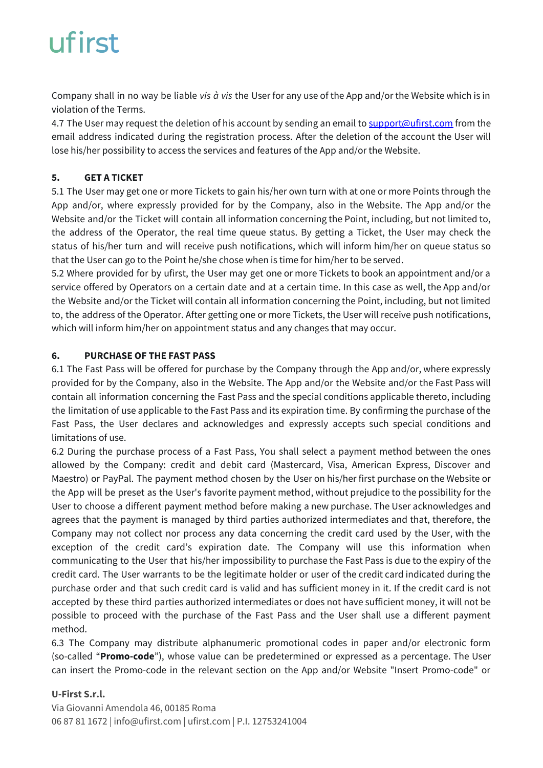Company shall in no way be liable *vis à vis* the User for any use of the App and/or the Website which is in violation of the Terms.

4.7 The User may request the deletion of his account by sending an email to support@ufirst.com from the email address indicated during the registration process. After the deletion of the account the User will lose his/her possibility to access the services and features of the App and/or the Website.

## 5. GET A TICKET

5.1 The User may get one or more Tickets to gain his/her own turn with at one or more Points through the App and/or, where expressly provided for by the Company, also in the Website. The App and/or the Website and/or the Ticket will contain all information concerning the Point, including, but not limited to, the address of the Operator, the real time queue status. By getting a Ticket, the User may check the status of his/her turn and will receive push notifications, which will inform him/her on queue status so that the User can go to the Point he/she chose when is time for him/her to be served.

5.2 Where provided for by ufirst, the User may get one or more Tickets to book an appointment and/or a service offered by Operators on a certain date and at a certain time. In this case as well, the App and/or the Website and/or the Ticket will contain all information concerning the Point, including, but not limited to, the address of the Operator. After getting one or more Tickets, the User will receive push notifications, which will inform him/her on appointment status and any changes that may occur.

## 6. PURCHASE OF THE FAST PASS

6.1 The Fast Pass will be offered for purchase by the Company through the App and/or, where expressly provided for by the Company, also in the Website. The App and/or the Website and/or the Fast Pass will contain all information concerning the Fast Pass and the special conditions applicable thereto, including the limitation of use applicable to the Fast Pass and its expiration time. By confirming the purchase of the Fast Pass, the User declares and acknowledges and expressly accepts such special conditions and limitations of use.

6.2 During the purchase process of a Fast Pass, You shall select a payment method between the ones allowed by the Company: credit and debit card (Mastercard, Visa, American Express, Discover and Maestro) or PayPal. The payment method chosen by the User on his/her first purchase on the Website or the App will be preset as the User's favorite payment method, without prejudice to the possibility for the User to choose a different payment method before making a new purchase. The User acknowledges and agrees that the payment is managed by third parties authorized intermediates and that, therefore, the Company may not collect nor process any data concerning the credit card used by the User, with the exception of the credit card's expiration date. The Company will use this information when communicating to the User that his/her impossibility to purchase the Fast Pass is due to the expiry of the credit card. The User warrants to be the legitimate holder or user of the credit card indicated during the purchase order and that such credit card is valid and has sufficient money in it. If the credit card is not accepted by these third parties authorized intermediates or does not have sufficient money, it will not be possible to proceed with the purchase of the Fast Pass and the User shall use a different payment method.

6.3 The Company may distribute alphanumeric promotional codes in paper and/or electronic form (so-called "**Promo-code**"), whose value can be predetermined or expressed as a percentage. The User can insert the Promo-code in the relevant section on the App and/or Website "Insert Promo-code" or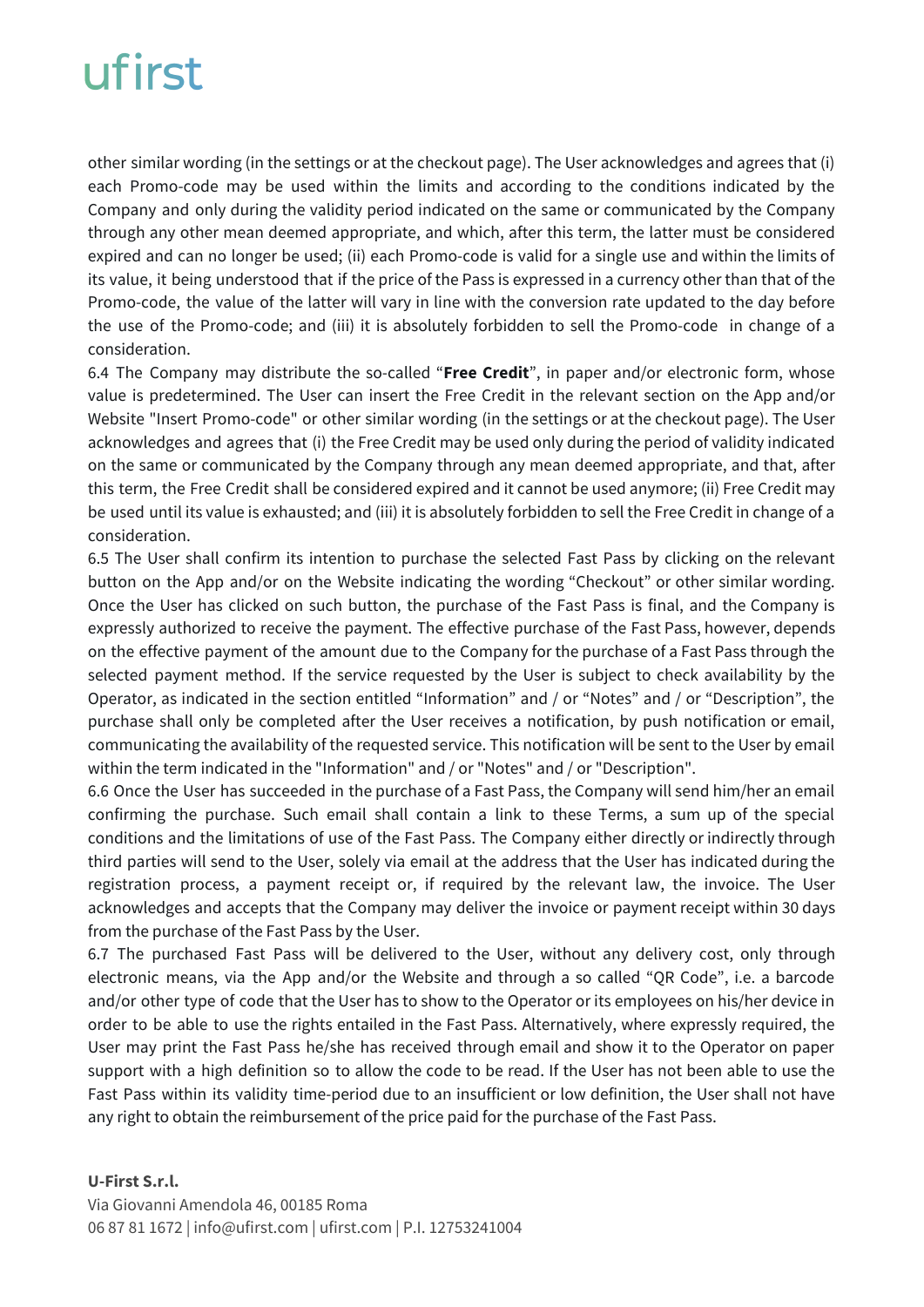other similar wording (in the settings or at the checkout page). The User acknowledges and agrees that (i) each Promo-code may be used within the limits and according to the conditions indicated by the Company and only during the validity period indicated on the same or communicated by the Company through any other mean deemed appropriate, and which, after this term, the latter must be considered expired and can no longer be used; (ii) each Promo-code is valid for a single use and within the limits of its value, it being understood that if the price of the Pass is expressed in a currency other than that of the Promo-code, the value of the latter will vary in line with the conversion rate updated to the day before the use of the Promo-code; and (iii) it is absolutely forbidden to sell the Promo-code in change of a consideration.

6.4 The Company may distribute the so-called "**Free Credit**", in paper and/or electronic form, whose value is predetermined. The User can insert the Free Credit in the relevant section on the App and/or Website "Insert Promo-code" or other similar wording (in the settings or at the checkout page). The User acknowledges and agrees that (i) the Free Credit may be used only during the period of validity indicated on the same or communicated by the Company through any mean deemed appropriate, and that, after this term, the Free Credit shall be considered expired and it cannot be used anymore; (ii) Free Credit may be used until its value is exhausted; and (iii) it is absolutely forbidden to sell the Free Credit in change of a consideration.

6.5 The User shall confirm its intention to purchase the selected Fast Pass by clicking on the relevant button on the App and/or on the Website indicating the wording "Checkout" or other similar wording. Once the User has clicked on such button, the purchase of the Fast Pass is final, and the Company is expressly authorized to receive the payment. The effective purchase of the Fast Pass, however, depends on the effective payment of the amount due to the Company for the purchase of a Fast Pass through the selected payment method. If the service requested by the User is subject to check availability by the Operator, as indicated in the section entitled "Information" and / or "Notes" and / or "Description", the purchase shall only be completed after the User receives a notification, by push notification or email, communicating the availability of the requested service. This notification will be sent to the User by email within the term indicated in the "Information" and / or "Notes" and / or "Description".

6.6 Once the User has succeeded in the purchase of a Fast Pass, the Company will send him/her an email confirming the purchase. Such email shall contain a link to these Terms, a sum up of the special conditions and the limitations of use of the Fast Pass. The Company either directly or indirectly through third parties will send to the User, solely via email at the address that the User has indicated during the registration process, a payment receipt or, if required by the relevant law, the invoice. The User acknowledges and accepts that the Company may deliver the invoice or payment receipt within 30 days from the purchase of the Fast Pass by the User.

6.7 The purchased Fast Pass will be delivered to the User, without any delivery cost, only through electronic means, via the App and/or the Website and through a so called "QR Code", i.e. a barcode and/or other type of code that the User has to show to the Operator or its employees on his/her device in order to be able to use the rights entailed in the Fast Pass. Alternatively, where expressly required, the User may print the Fast Pass he/she has received through email and show it to the Operator on paper support with a high definition so to allow the code to be read. If the User has not been able to use the Fast Pass within its validity time-period due to an insufficient or low definition, the User shall not have any right to obtain the reimbursement of the price paid for the purchase of the Fast Pass.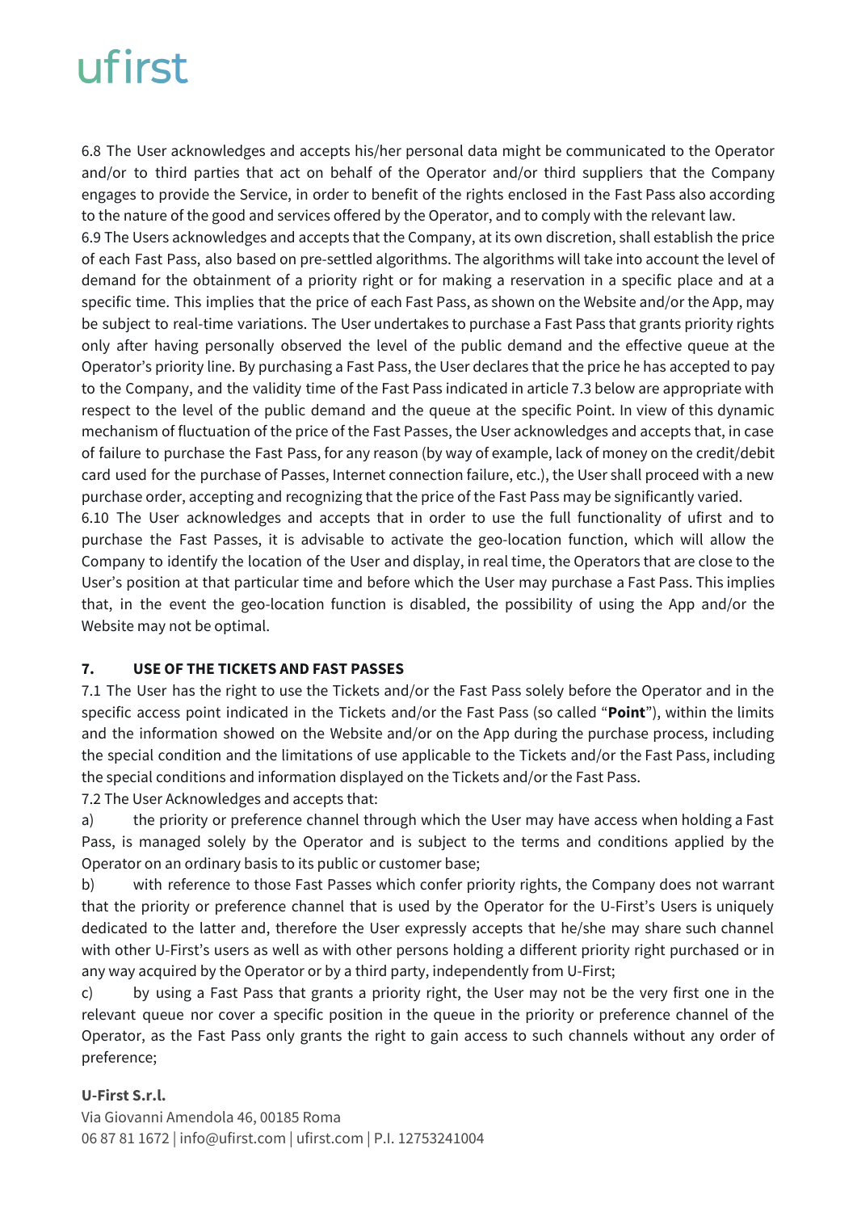6.8 The User acknowledges and accepts his/her personal data might be communicated to the Operator and/or to third parties that act on behalf of the Operator and/or third suppliers that the Company engages to provide the Service, in order to benefit of the rights enclosed in the Fast Pass also according to the nature of the good and services offered by the Operator, and to comply with the relevant law.

6.9 The Users acknowledges and accepts that the Company, at its own discretion, shall establish the price of each Fast Pass, also based on pre-settled algorithms. The algorithms will take into account the level of demand for the obtainment of a priority right or for making a reservation in a specific place and at a specific time. This implies that the price of each Fast Pass, as shown on the Website and/or the App, may be subject to real-time variations. The User undertakes to purchase a Fast Pass that grants priority rights only after having personally observed the level of the public demand and the effective queue at the Operator's priority line. By purchasing a Fast Pass, the User declares that the price he has accepted to pay to the Company, and the validity time of the Fast Pass indicated in article 7.3 below are appropriate with respect to the level of the public demand and the queue at the specific Point. In view of this dynamic mechanism of fluctuation of the price of the Fast Passes, the User acknowledges and accepts that, in case of failure to purchase the Fast Pass, for any reason (by way of example, lack of money on the credit/debit card used for the purchase of Passes, Internet connection failure, etc.), the User shall proceed with a new purchase order, accepting and recognizing that the price of the Fast Pass may be significantly varied.

6.10 The User acknowledges and accepts that in order to use the full functionality of ufirst and to purchase the Fast Passes, it is advisable to activate the geo-location function, which will allow the Company to identify the location of the User and display, in real time, the Operators that are close to the User's position at that particular time and before which the User may purchase a Fast Pass. This implies that, in the event the geo-location function is disabled, the possibility of using the App and/or the Website may not be optimal.

## 7. USE OF THE TICKETS AND FAST PASSES

7.1 The User has the right to use the Tickets and/or the Fast Pass solely before the Operator and in the specific access point indicated in the Tickets and/or the Fast Pass (so called "**Point**"), within the limits and the information showed on the Website and/or on the App during the purchase process, including the special condition and the limitations of use applicable to the Tickets and/or the Fast Pass, including the special conditions and information displayed on the Tickets and/or the Fast Pass.

7.2 The User Acknowledges and accepts that:

a) the priority or preference channel through which the User may have access when holding a Fast Pass, is managed solely by the Operator and is subject to the terms and conditions applied by the Operator on an ordinary basis to its public or customer base;

b) with reference to those Fast Passes which confer priority rights, the Company does not warrant that the priority or preference channel that is used by the Operator for the U-First's Users is uniquely dedicated to the latter and, therefore the User expressly accepts that he/she may share such channel with other U-First's users as well as with other persons holding a different priority right purchased or in any way acquired by the Operator or by a third party, independently from U-First;

c) by using a Fast Pass that grants a priority right, the User may not be the very first one in the relevant queue nor cover a specific position in the queue in the priority or preference channel of the Operator, as the Fast Pass only grants the right to gain access to such channels without any order of preference;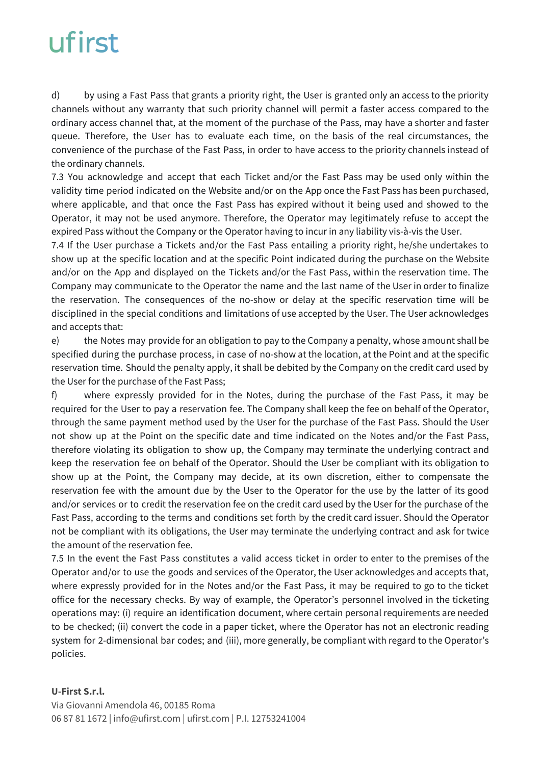d) by using a Fast Pass that grants a priority right, the User is granted only an access to the priority channels without any warranty that such priority channel will permit a faster access compared to the ordinary access channel that, at the moment of the purchase of the Pass, may have a shorter and faster queue. Therefore, the User has to evaluate each time, on the basis of the real circumstances, the convenience of the purchase of the Fast Pass, in order to have access to the priority channels instead of the ordinary channels.

7.3 You acknowledge and accept that each Ticket and/or the Fast Pass may be used only within the validity time period indicated on the Website and/or on the App once the Fast Pass has been purchased, where applicable, and that once the Fast Pass has expired without it being used and showed to the Operator, it may not be used anymore. Therefore, the Operator may legitimately refuse to accept the expired Pass without the Company or the Operator having to incur in any liability vis-à-vis the User.

7.4 If the User purchase a Tickets and/or the Fast Pass entailing a priority right, he/she undertakes to show up at the specific location and at the specific Point indicated during the purchase on the Website and/or on the App and displayed on the Tickets and/or the Fast Pass, within the reservation time. The Company may communicate to the Operator the name and the last name of the User in order to finalize the reservation. The consequences of the no-show or delay at the specific reservation time will be disciplined in the special conditions and limitations of use accepted by the User. The User acknowledges and accepts that:

e) the Notes may provide for an obligation to pay to the Company a penalty, whose amount shall be specified during the purchase process, in case of no-show at the location, at the Point and at the specific reservation time. Should the penalty apply, it shall be debited by the Company on the credit card used by the User for the purchase of the Fast Pass;

f) where expressly provided for in the Notes, during the purchase of the Fast Pass, it may be required for the User to pay a reservation fee. The Company shall keep the fee on behalf of the Operator, through the same payment method used by the User for the purchase of the Fast Pass. Should the User not show up at the Point on the specific date and time indicated on the Notes and/or the Fast Pass, therefore violating its obligation to show up, the Company may terminate the underlying contract and keep the reservation fee on behalf of the Operator. Should the User be compliant with its obligation to show up at the Point, the Company may decide, at its own discretion, either to compensate the reservation fee with the amount due by the User to the Operator for the use by the latter of its good and/or services or to credit the reservation fee on the credit card used by the User for the purchase of the Fast Pass, according to the terms and conditions set forth by the credit card issuer. Should the Operator not be compliant with its obligations, the User may terminate the underlying contract and ask for twice the amount of the reservation fee.

7.5 In the event the Fast Pass constitutes a valid access ticket in order to enter to the premises of the Operator and/or to use the goods and services of the Operator, the User acknowledges and accepts that, where expressly provided for in the Notes and/or the Fast Pass, it may be required to go to the ticket office for the necessary checks. By way of example, the Operator's personnel involved in the ticketing operations may: (i) require an identification document, where certain personal requirements are needed to be checked; (ii) convert the code in a paper ticket, where the Operator has not an electronic reading system for 2-dimensional bar codes; and (iii), more generally, be compliant with regard to the Operator's policies.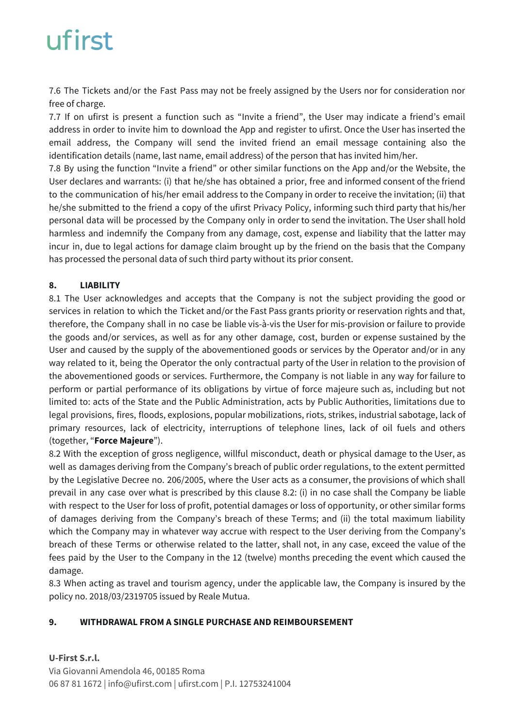7.6 The Tickets and/or the Fast Pass may not be freely assigned by the Users nor for consideration nor free of charge.

7.7 If on ufirst is present a function such as "Invite a friend", the User may indicate a friend's email address in order to invite him to download the App and register to ufirst. Once the User has inserted the email address, the Company will send the invited friend an email message containing also the identification details (name, last name, email address) of the person that has invited him/her.

7.8 By using the function "Invite a friend" or other similar functions on the App and/or the Website, the User declares and warrants: (i) that he/she has obtained a prior, free and informed consent of the friend to the communication of his/her email address to the Company in order to receive the invitation; (ii) that he/she submitted to the friend a copy of the ufirst Privacy Policy, informing such third party that his/her personal data will be processed by the Company only in order to send the invitation. The User shall hold harmless and indemnify the Company from any damage, cost, expense and liability that the latter may incur in, due to legal actions for damage claim brought up by the friend on the basis that the Company has processed the personal data of such third party without its prior consent.

## 8. LIABILITY

8.1 The User acknowledges and accepts that the Company is not the subject providing the good or services in relation to which the Ticket and/or the Fast Pass grants priority or reservation rights and that, therefore, the Company shall in no case be liable vis-à-vis the User for mis-provision or failure to provide the goods and/or services, as well as for any other damage, cost, burden or expense sustained by the User and caused by the supply of the abovementioned goods or services by the Operator and/or in any way related to it, being the Operator the only contractual party of the User in relation to the provision of the abovementioned goods or services. Furthermore, the Company is not liable in any way for failure to perform or partial performance of its obligations by virtue of force majeure such as, including but not limited to: acts of the State and the Public Administration, acts by Public Authorities, limitations due to legal provisions, fires, floods, explosions, popular mobilizations, riots, strikes, industrial sabotage, lack of primary resources, lack of electricity, interruptions of telephone lines, lack of oil fuels and others (together, "**Force Majeure**").

8.2 With the exception of gross negligence, willful misconduct, death or physical damage to the User, as well as damages deriving from the Company's breach of public order regulations, to the extent permitted by the Legislative Decree no. 206/2005, where the User acts as a consumer, the provisions of which shall prevail in any case over what is prescribed by this clause 8.2: (i) in no case shall the Company be liable with respect to the User for loss of profit, potential damages or loss of opportunity, or other similar forms of damages deriving from the Company's breach of these Terms; and (ii) the total maximum liability which the Company may in whatever way accrue with respect to the User deriving from the Company's breach of these Terms or otherwise related to the latter, shall not, in any case, exceed the value of the fees paid by the User to the Company in the 12 (twelve) months preceding the event which caused the damage.

8.3 When acting as travel and tourism agency, under the applicable law, the Company is insured by the policy no. 2018/03/2319705 issued by Reale Mutua.

## 9. WITHDRAWAL FROM A SINGLE PURCHASE AND REIMBOURSEMENT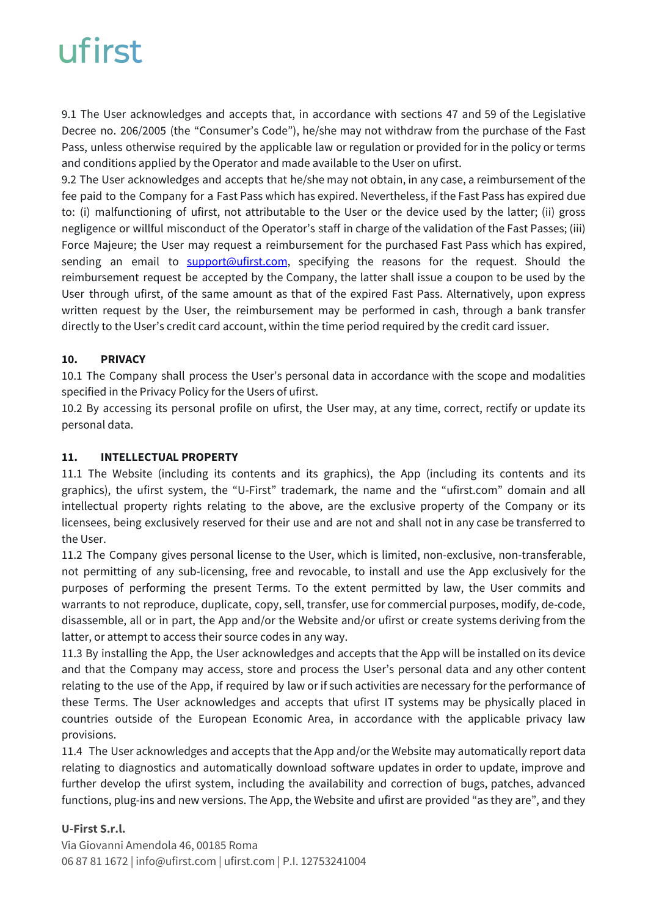9.1 The User acknowledges and accepts that, in accordance with sections 47 and 59 of the Legislative Decree no. 206/2005 (the “Consumer’s Code”), he/she may not withdraw from the purchase of the Fast Pass, unless otherwise required by the applicable law or regulation or provided for in the policy or terms and conditions applied by the Operator and made available to the User on ufirst.

9.2 The User acknowledges and accepts that he/she may not obtain, in any case, a reimbursement of the fee paid to the Company for a Fast Pass which has expired. Nevertheless, if the Fast Pass has expired due to: (i) malfunctioning of ufirst, not attributable to the User or the device used by the latter; (ii) gross negligence or willful misconduct of the Operator’s staff in charge of the validation of the Fast Passes; (iii) Force Majeure; the User may request a reimbursement for the purchased Fast Pass which has expired, sending an email to support@ufirst.com, specifying the reasons for the request. Should the reimbursement request be accepted by the Company, the latter shall issue a coupon to be used by the User through ufirst, of the same amount as that of the expired Fast Pass. Alternatively, upon express written request by the User, the reimbursement may be performed in cash, through a bank transfer directly to the User’s credit card account, within the time period required by the credit card issuer.

## 10. PRIVACY

10.1 The Company shall process the User’s personal data in accordance with the scope and modalities specified in the Privacy Policy for the Users of ufirst.

10.2 By accessing its personal profile on ufirst, the User may, at any time, correct, rectify or update its personal data.

## 11. INTELLECTUAL PROPERTY

11.1 The Website (including its contents and its graphics), the App (including its contents and its graphics), the ufirst system, the “U-First” trademark, the name and the “ufirst.com” domain and all intellectual property rights relating to the above, are the exclusive property of the Company or its licensees, being exclusively reserved for their use and are not and shall not in any case be transferred to the User.

11.2 The Company gives personal license to the User, which is limited, non-exclusive, non-transferable, not permitting of any sub-licensing, free and revocable, to install and use the App exclusively for the purposes of performing the present Terms. To the extent permitted by law, the User commits and warrants to not reproduce, duplicate, copy, sell, transfer, use for commercial purposes, modify, de-code, disassemble, all or in part, the App and/or the Website and/or ufirst or create systems deriving from the latter, or attempt to access their source codes in any way.

11.3 By installing the App, the User acknowledges and accepts that the App will be installed on its device and that the Company may access, store and process the User’s personal data and any other content relating to the use of the App, if required by law or if such activities are necessary for the performance of these Terms. The User acknowledges and accepts that ufirst IT systems may be physically placed in countries outside of the European Economic Area, in accordance with the applicable privacy law provisions.

11.4 The User acknowledges and accepts that the App and/or the Website may automatically report data relating to diagnostics and automatically download software updates in order to update, improve and further develop the ufirst system, including the availability and correction of bugs, patches, advanced functions, plug-ins and new versions. The App, the Website and ufirst are provided “as they are”, and they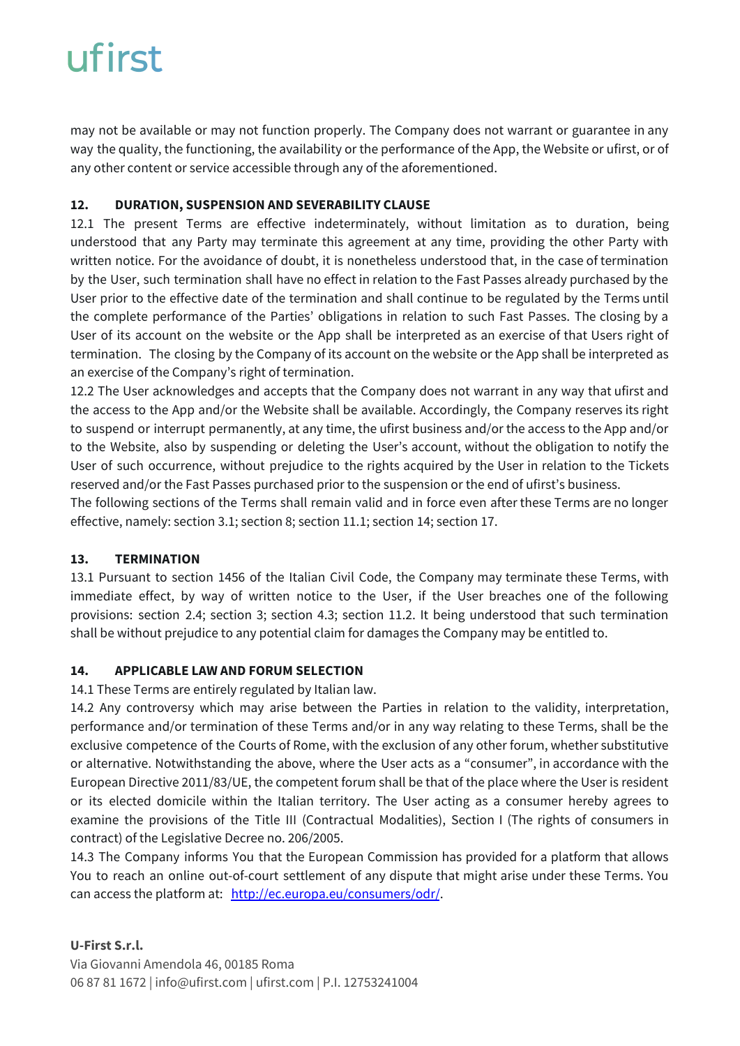may not be available or may not function properly. The Company does not warrant or guarantee in any way the quality, the functioning, the availability or the performance of the App, the Website or ufirst, or of any other content or service accessible through any of the aforementioned.

**12. DURATION, SUSPENSION AND SEVERABILITY CLAUSE**

12.1 The present Terms are effective indeterminately, without limitation as to duration, being understood that any Party may terminate this agreement at any time, providing the other Party with written notice. For the avoidance of doubt, it is nonetheless understood that, in the case of termination by the User, such termination shall have no effect in relation to the Fast Passes already purchased by the User prior to the effective date of the termination and shall continue to be regulated by the Terms until the complete performance of the Parties' obligations in relation to such Fast Passes. The closing by a User of its account on the website or the App shall be interpreted as an exercise of that Users right of termination. The closing by the Company of its account on the website or the App shall be interpreted as an exercise of the Company's right of termination.

12.2 The User acknowledges and accepts that the Company does not warrant in any way that ufirst and the access to the App and/or the Website shall be available. Accordingly, the Company reserves its right to suspend or interrupt permanently, at any time, the ufirst business and/or the access to the App and/or to the Website, also by suspending or deleting the User's account, without the obligation to notify the User of such occurrence, without prejudice to the rights acquired by the User in relation to the Tickets reserved and/or the Fast Passes purchased prior to the suspension or the end of ufirst's business.

The following sections of the Terms shall remain valid and in force even after these Terms are no longer effective, namely: section 3.1; section 8; section 11.1; section 14; section 17.

**13. TERMINATION**

13.1 Pursuant to section 1456 of the Italian Civil Code, the Company may terminate these Terms, with immediate effect, by way of written notice to the User, if the User breaches one of the following provisions: section 2.4; section 3; section 4.3; section 11.2. It being understood that such termination shall be without prejudice to any potential claim for damages the Company may be entitled to.

**14. APPLICABLE LAW AND FORUM SELECTION**

14.1 These Terms are entirely regulated by Italian law.

14.2 Any controversy which may arise between the Parties in relation to the validity, interpretation, performance and/or termination of these Terms and/or in any way relating to these Terms, shall be the exclusive competence of the Courts of Rome, with the exclusion of any other forum, whether substitutive or alternative. Notwithstanding the above, where the User acts as a "consumer", in accordance with the European Directive 2011/83/UE, the competent forum shall be that of the place where the User is resident or its elected domicile within the Italian territory. The User acting as a consumer hereby agrees to examine the provisions of the Title III (Contractual Modalities), Section I (The rights of consumers in contract) of the Legislative Decree no. 206/2005.

14.3 The Company informs You that the European Commission has provided for a platform that allows You to reach an online out-of-court settlement of any dispute that might arise under these Terms. You can access the platform at: [http://ec.europa.eu/consumers/odr/](http://ec.europa.eu/consumers/odr/).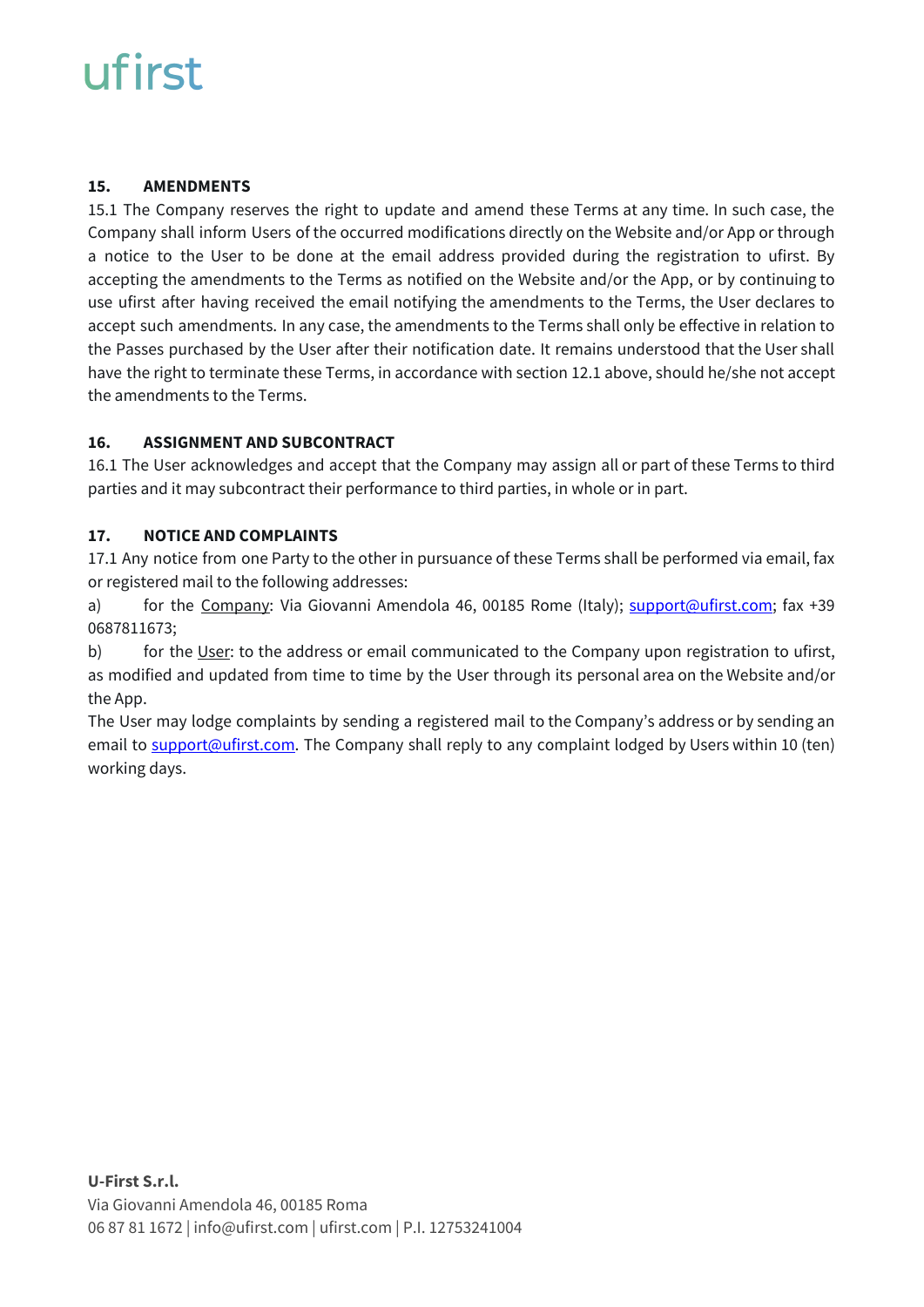## 15. AMENDMENTS

15.1 The Company reserves the right to update and amend these Terms at any time. In such case, the Company shall inform Users of the occurred modifications directly on the Website and/or App or through a notice to the User to be done at the email address provided during the registration to ufirst. By accepting the amendments to the Terms as notified on the Website and/or the App, or by continuing to use ufirst after having received the email notifying the amendments to the Terms, the User declares to accept such amendments. In any case, the amendments to the Terms shall only be effective in relation to the Passes purchased by the User after their notification date. It remains understood that the User shall have the right to terminate these Terms, in accordance with section 12.1 above, should he/she not accept the amendments to the Terms.

## 16. ASSIGNMENT AND SUBCONTRACT

16.1 The User acknowledges and accept that the Company may assign all or part of these Terms to third parties and it may subcontract their performance to third parties, in whole or in part.

## 17. NOTICE AND COMPLAINTS

17.1 Any notice from one Party to the other in pursuance of these Terms shall be performed via email, fax or registered mail to the following addresses:

a) for the Company: Via Giovanni Amendola 46, 00185 Rome (Italy); support@ufirst.com; fax +39 0687811673;

b) for the User: to the address or email communicated to the Company upon registration to ufirst, as modified and updated from time to time by the User through its personal area on the Website and/or the App.

The User may lodge complaints by sending a registered mail to the Company's address or by sending an email to support@ufirst.com. The Company shall reply to any complaint lodged by Users within 10 (ten) working days.